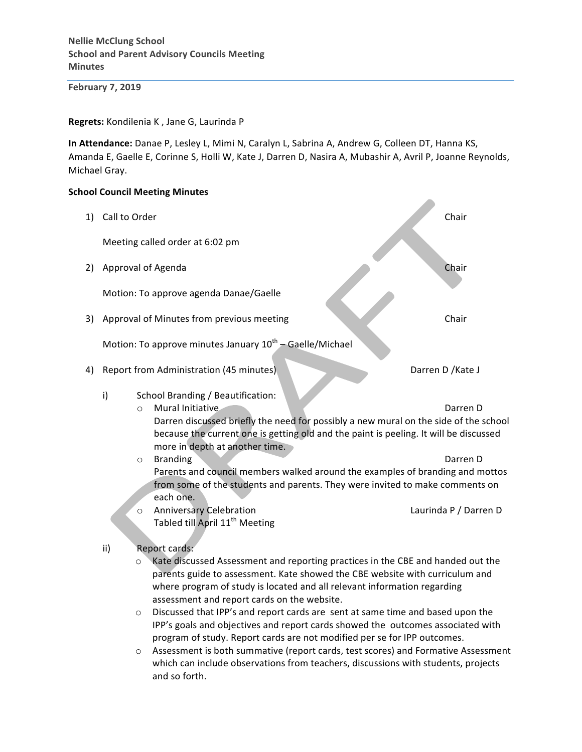**Nellie McClung School**
**School and Parent Advisory Councils Meeting**
**Minutes**

---

**February 7, 2019**

**Regrets:** Kondilenia K , Jane G, Laurinda P

**In Attendance:** Danae P, Lesley L, Mimi N, Caralyn L, Sabrina A, Andrew G, Colleen DT, Hanna KS, Amanda E, Gaelle E, Corinne S, Holli W, Kate J, Darren D, Nasira A, Mubashir A, Avril P, Joanne Reynolds, Michael Gray.

**School Council Meeting Minutes**

1) Call to Order — Chair

   Meeting called order at 6:02 pm

2) Approval of Agenda — Chair

   Motion: To approve agenda Danae/Gaelle

3) Approval of Minutes from previous meeting — Chair

   Motion: To approve minutes January 10th – Gaelle/Michael

4) Report from Administration (45 minutes) — Darren D /Kate J

   i) School Branding / Beautification:
   - Mural Initiative — Darren D
     Darren discussed briefly the need for possibly a new mural on the side of the school because the current one is getting old and the paint is peeling. It will be discussed more in depth at another time.
   - Branding — Darren D
     Parents and council members walked around the examples of branding and mottos from some of the students and parents. They were invited to make comments on each one.
   - Anniversary Celebration — Laurinda P / Darren D
     Tabled till April 11th Meeting

   ii) Report cards:
   - Kate discussed Assessment and reporting practices in the CBE and handed out the parents guide to assessment. Kate showed the CBE website with curriculum and where program of study is located and all relevant information regarding assessment and report cards on the website.
   - Discussed that IPP's and report cards are sent at same time and based upon the IPP's goals and objectives and report cards showed the outcomes associated with program of study. Report cards are not modified per se for IPP outcomes.
   - Assessment is both summative (report cards, test scores) and Formative Assessment which can include observations from teachers, discussions with students, projects and so forth.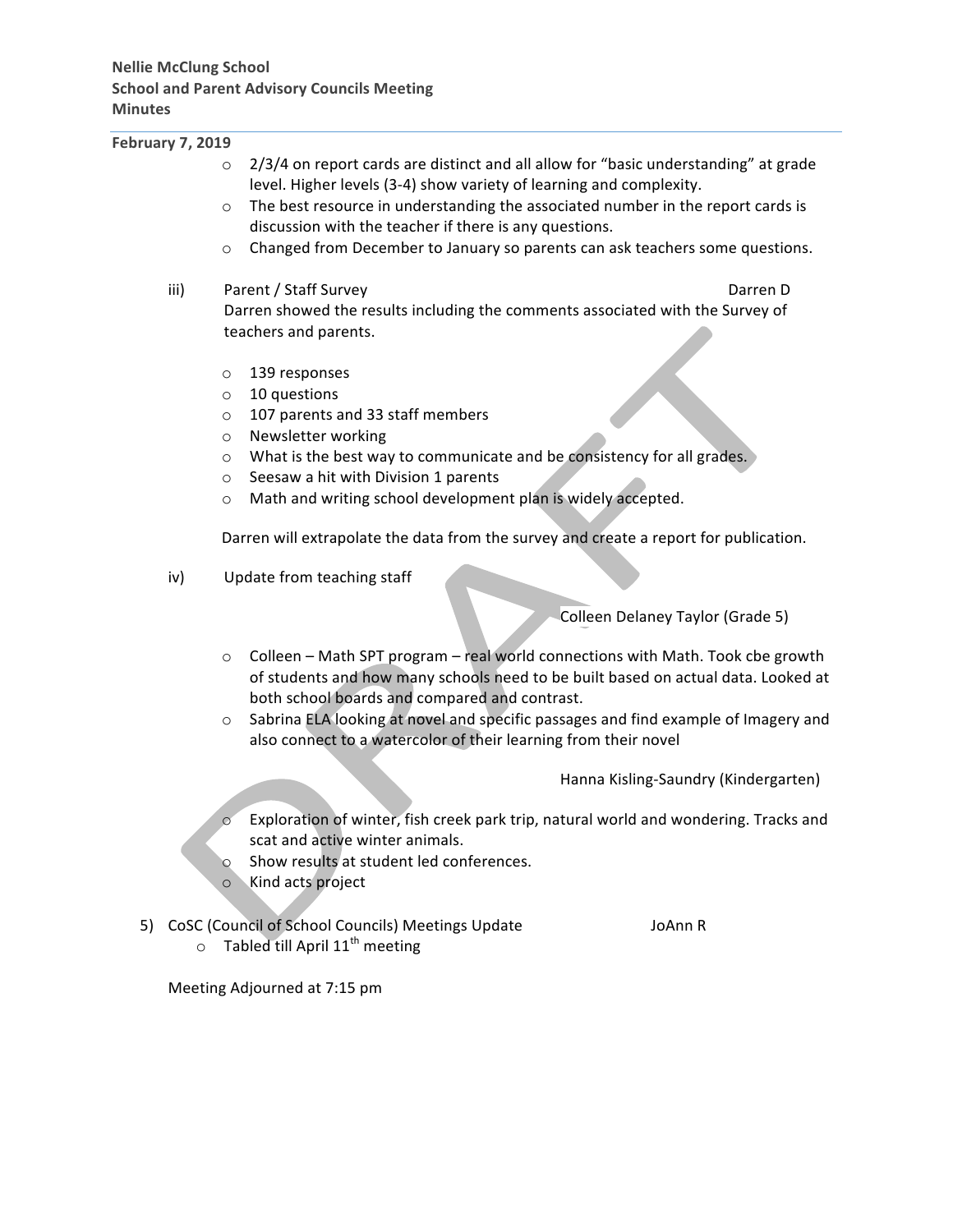**Nellie McClung School**
**School and Parent Advisory Councils Meeting**
**Minutes**

**February 7, 2019**

- 2/3/4 on report cards are distinct and all allow for "basic understanding" at grade level. Higher levels (3-4) show variety of learning and complexity.
- The best resource in understanding the associated number in the report cards is discussion with the teacher if there is any questions.
- Changed from December to January so parents can ask teachers some questions.

iii) Parent / Staff Survey — Darren D

Darren showed the results including the comments associated with the Survey of teachers and parents.

- 139 responses
- 10 questions
- 107 parents and 33 staff members
- Newsletter working
- What is the best way to communicate and be consistency for all grades.
- Seesaw a hit with Division 1 parents
- Math and writing school development plan is widely accepted.

Darren will extrapolate the data from the survey and create a report for publication.

iv) Update from teaching staff

Colleen Delaney Taylor (Grade 5)

- Colleen – Math SPT program – real world connections with Math. Took cbe growth of students and how many schools need to be built based on actual data. Looked at both school boards and compared and contrast.
- Sabrina ELA looking at novel and specific passages and find example of Imagery and also connect to a watercolor of their learning from their novel

Hanna Kisling-Saundry (Kindergarten)

- Exploration of winter, fish creek park trip, natural world and wondering. Tracks and scat and active winter animals.
- Show results at student led conferences.
- Kind acts project

5) CoSC (Council of School Councils) Meetings Update — JoAnn R
   - Tabled till April 11th meeting

Meeting Adjourned at 7:15 pm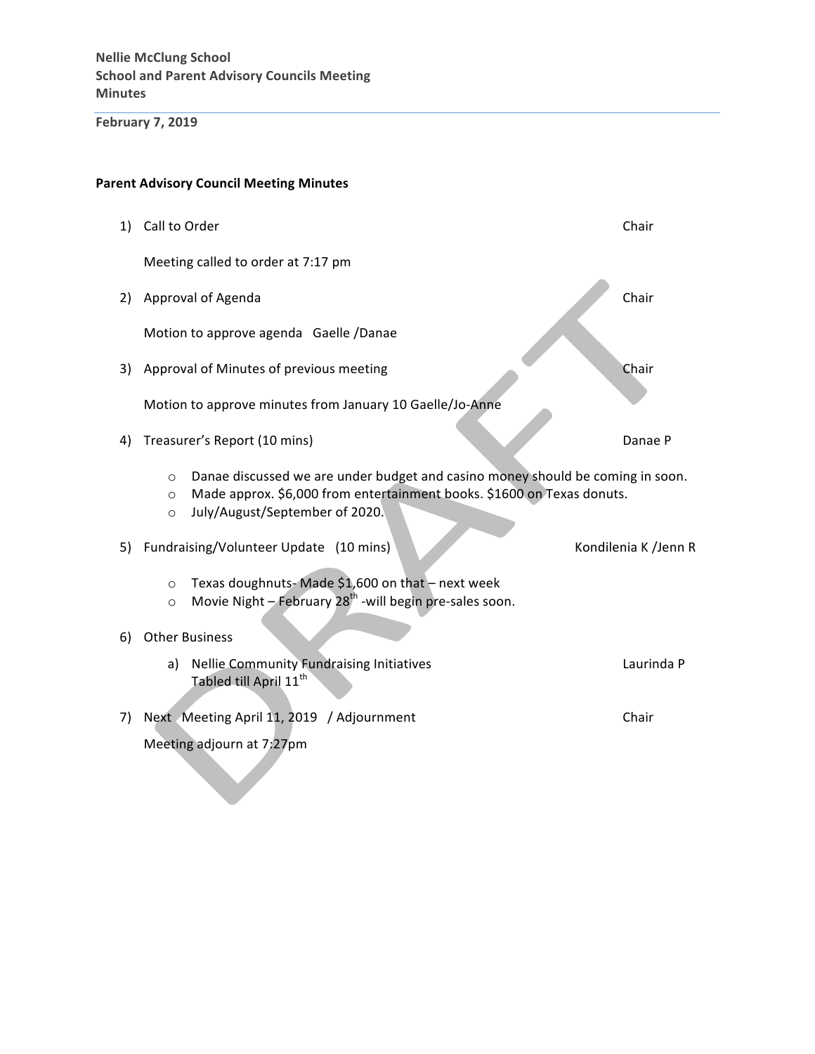**Nellie McClung School**
**School and Parent Advisory Councils Meeting**
**Minutes**

**February 7, 2019**

**Parent Advisory Council Meeting Minutes**

1) Call to Order — Chair

   Meeting called to order at 7:17 pm

2) Approval of Agenda — Chair

   Motion to approve agenda Gaelle /Danae

3) Approval of Minutes of previous meeting — Chair

   Motion to approve minutes from January 10 Gaelle/Jo-Anne

4) Treasurer's Report (10 mins) — Danae P

   - Danae discussed we are under budget and casino money should be coming in soon.
   - Made approx. $6,000 from entertainment books. $1600 on Texas donuts.
   - July/August/September of 2020.

5) Fundraising/Volunteer Update (10 mins) — Kondilenia K /Jenn R

   - Texas doughnuts- Made $1,600 on that – next week
   - Movie Night – February 28th -will begin pre-sales soon.

6) Other Business

   a) Nellie Community Fundraising Initiatives — Laurinda P
      Tabled till April 11th

7) Next Meeting April 11, 2019 / Adjournment — Chair

   Meeting adjourn at 7:27pm

DRAFT